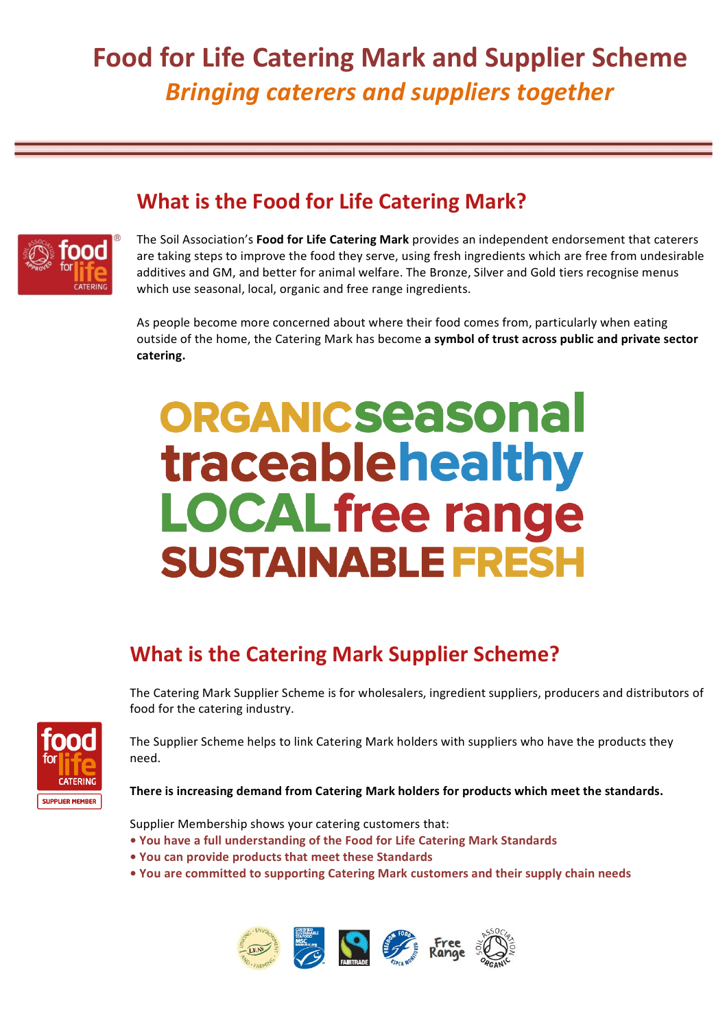# Food for Life Catering Mark and Supplier Scheme

*Bringing caterers and suppliers together*

## What is the Food for Life Catering Mark?

The Soil Association's **Food for Life Catering Mark** provides an independent endorsement that caterers are taking steps to improve the food they serve, using fresh ingredients which are free from undesirable additives and GM, and better for animal welfare. The Bronze, Silver and Gold tiers recognise menus which use seasonal, local, organic and free range ingredients.

As people become more concerned about where their food comes from, particularly when eating outside of the home, the Catering Mark has become **a symbol of trust across public and private sector catering.**

ORGANIC seasonal
traceable healthy
LOCAL free range
SUSTAINABLE FRESH

## What is the Catering Mark Supplier Scheme?

The Catering Mark Supplier Scheme is for wholesalers, ingredient suppliers, producers and distributors of food for the catering industry.

The Supplier Scheme helps to link Catering Mark holders with suppliers who have the products they need.

**There is increasing demand from Catering Mark holders for products which meet the standards.**

Supplier Membership shows your catering customers that:

- **You have a full understanding of the Food for Life Catering Mark Standards**
- **You can provide products that meet these Standards**
- **You are committed to supporting Catering Mark customers and their supply chain needs**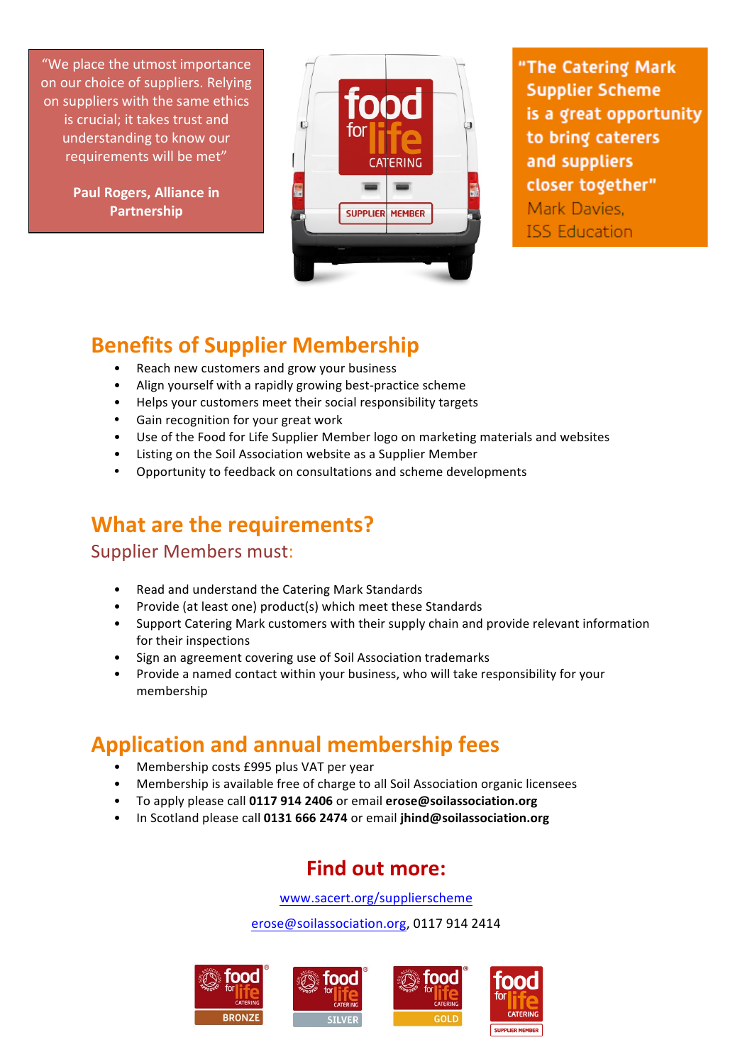"We place the utmost importance on our choice of suppliers. Relying on suppliers with the same ethics is crucial; it takes trust and understanding to know our requirements will be met"

**Paul Rogers, Alliance in Partnership**

**"The Catering Mark Supplier Scheme is a great opportunity to bring caterers and suppliers closer together"**
Mark Davies, ISS Education

## Benefits of Supplier Membership

- Reach new customers and grow your business
- Align yourself with a rapidly growing best-practice scheme
- Helps your customers meet their social responsibility targets
- Gain recognition for your great work
- Use of the Food for Life Supplier Member logo on marketing materials and websites
- Listing on the Soil Association website as a Supplier Member
- Opportunity to feedback on consultations and scheme developments

## What are the requirements?

### Supplier Members must:

- Read and understand the Catering Mark Standards
- Provide (at least one) product(s) which meet these Standards
- Support Catering Mark customers with their supply chain and provide relevant information for their inspections
- Sign an agreement covering use of Soil Association trademarks
- Provide a named contact within your business, who will take responsibility for your membership

## Application and annual membership fees

- Membership costs £995 plus VAT per year
- Membership is available free of charge to all Soil Association organic licensees
- To apply please call **0117 914 2406** or email **erose@soilassociation.org**
- In Scotland please call **0131 666 2474** or email **jhind@soilassociation.org**

## Find out more:

www.sacert.org/supplierscheme

erose@soilassociation.org, 0117 914 2414